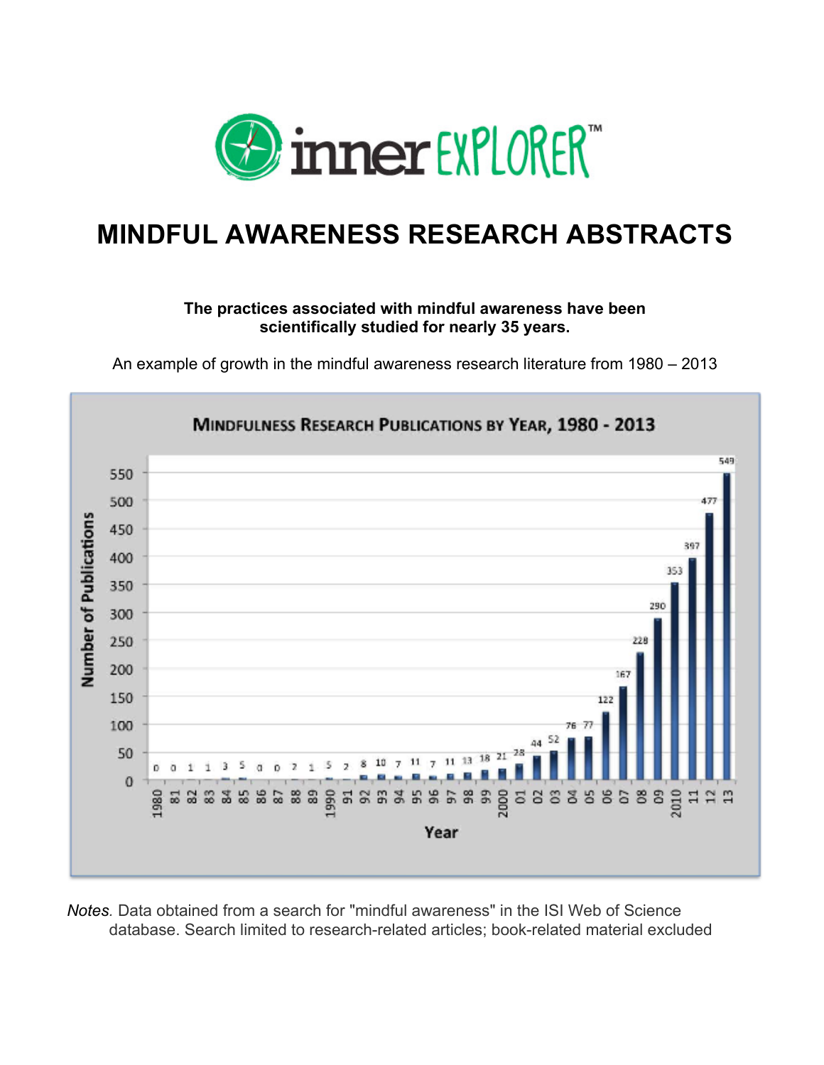inner EXPLORER™

# MINDFUL AWARENESS RESEARCH ABSTRACTS

**The practices associated with mindful awareness have been scientifically studied for nearly 35 years.**

An example of growth in the mindful awareness research literature from 1980 – 2013

**MINDFULNESS RESEARCH PUBLICATIONS BY YEAR, 1980 - 2013**

| Year | Number of Publications |
|---|---|
| 1980 | 0 |
| 81 | 0 |
| 82 | 1 |
| 83 | 1 |
| 84 | 3 |
| 85 | 5 |
| 86 | 0 |
| 87 | 0 |
| 88 | 2 |
| 89 | 1 |
| 1990 | 5 |
| 91 | 2 |
| 92 | 8 |
| 93 | 10 |
| 94 | 7 |
| 95 | 11 |
| 96 | 7 |
| 97 | 11 |
| 98 | 13 |
| 99 | 18 |
| 2000 | 21 |
| 01 | 28 |
| 02 | 44 |
| 03 | 52 |
| 04 | 76 |
| 05 | 77 |
| 06 | 122 |
| 07 | 167 |
| 08 | 228 |
| 09 | 290 |
| 2010 | 353 |
| 11 | 397 |
| 12 | 477 |
| 13 | 549 |

*Notes.* Data obtained from a search for "mindful awareness" in the ISI Web of Science database. Search limited to research-related articles; book-related material excluded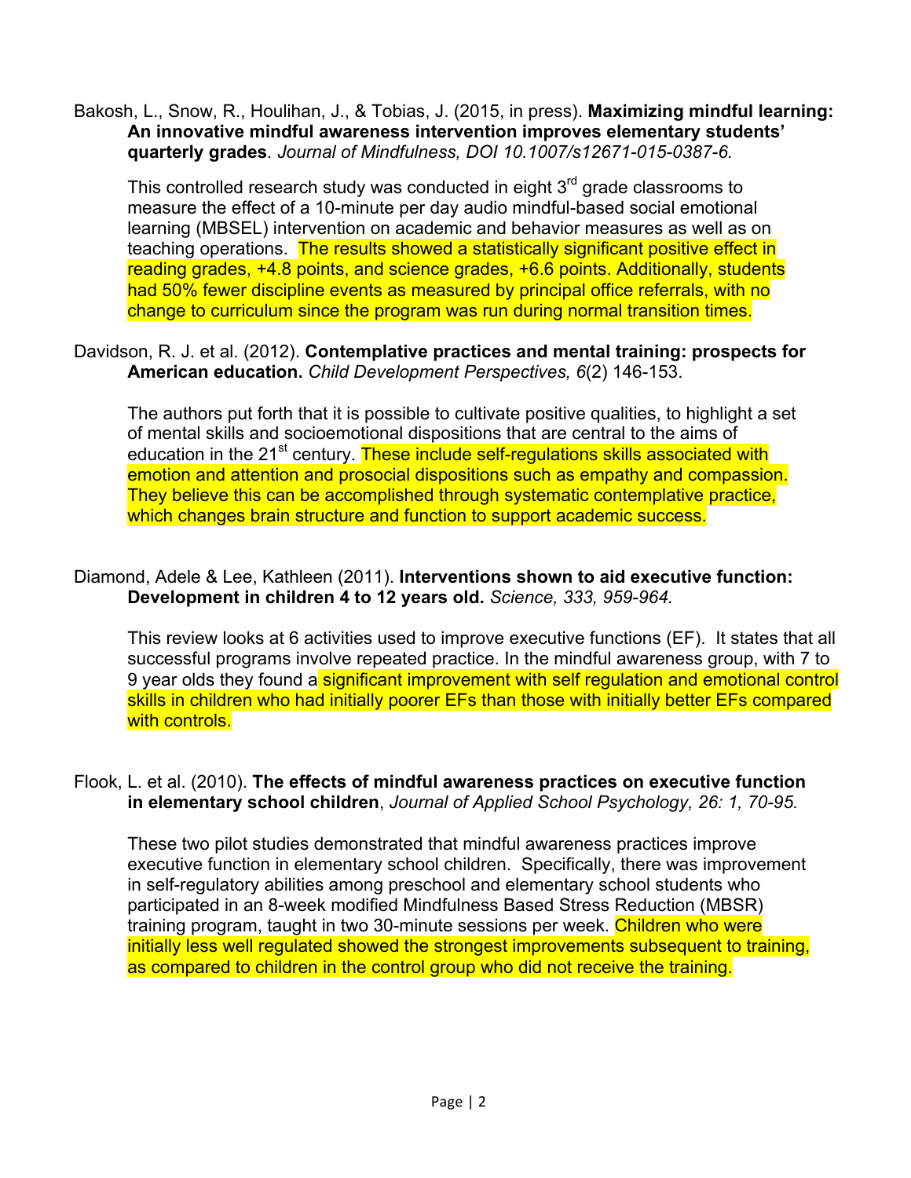Bakosh, L., Snow, R., Houlihan, J., & Tobias, J. (2015, in press). **Maximizing mindful learning: An innovative mindful awareness intervention improves elementary students' quarterly grades**. *Journal of Mindfulness, DOI 10.1007/s12671-015-0387-6.*

This controlled research study was conducted in eight 3rd grade classrooms to measure the effect of a 10-minute per day audio mindful-based social emotional learning (MBSEL) intervention on academic and behavior measures as well as on teaching operations. The results showed a statistically significant positive effect in reading grades, +4.8 points, and science grades, +6.6 points. Additionally, students had 50% fewer discipline events as measured by principal office referrals, with no change to curriculum since the program was run during normal transition times.

Davidson, R. J. et al. (2012). **Contemplative practices and mental training: prospects for American education.** *Child Development Perspectives, 6*(2) 146-153.

The authors put forth that it is possible to cultivate positive qualities, to highlight a set of mental skills and socioemotional dispositions that are central to the aims of education in the 21st century. These include self-regulations skills associated with emotion and attention and prosocial dispositions such as empathy and compassion. They believe this can be accomplished through systematic contemplative practice, which changes brain structure and function to support academic success.

Diamond, Adele & Lee, Kathleen (2011). **Interventions shown to aid executive function: Development in children 4 to 12 years old.** *Science, 333, 959-964.*

This review looks at 6 activities used to improve executive functions (EF). It states that all successful programs involve repeated practice. In the mindful awareness group, with 7 to 9 year olds they found a significant improvement with self regulation and emotional control skills in children who had initially poorer EFs than those with initially better EFs compared with controls.

Flook, L. et al. (2010). **The effects of mindful awareness practices on executive function in elementary school children**, *Journal of Applied School Psychology, 26: 1, 70-95.*

These two pilot studies demonstrated that mindful awareness practices improve executive function in elementary school children. Specifically, there was improvement in self-regulatory abilities among preschool and elementary school students who participated in an 8-week modified Mindfulness Based Stress Reduction (MBSR) training program, taught in two 30-minute sessions per week. Children who were initially less well regulated showed the strongest improvements subsequent to training, as compared to children in the control group who did not receive the training.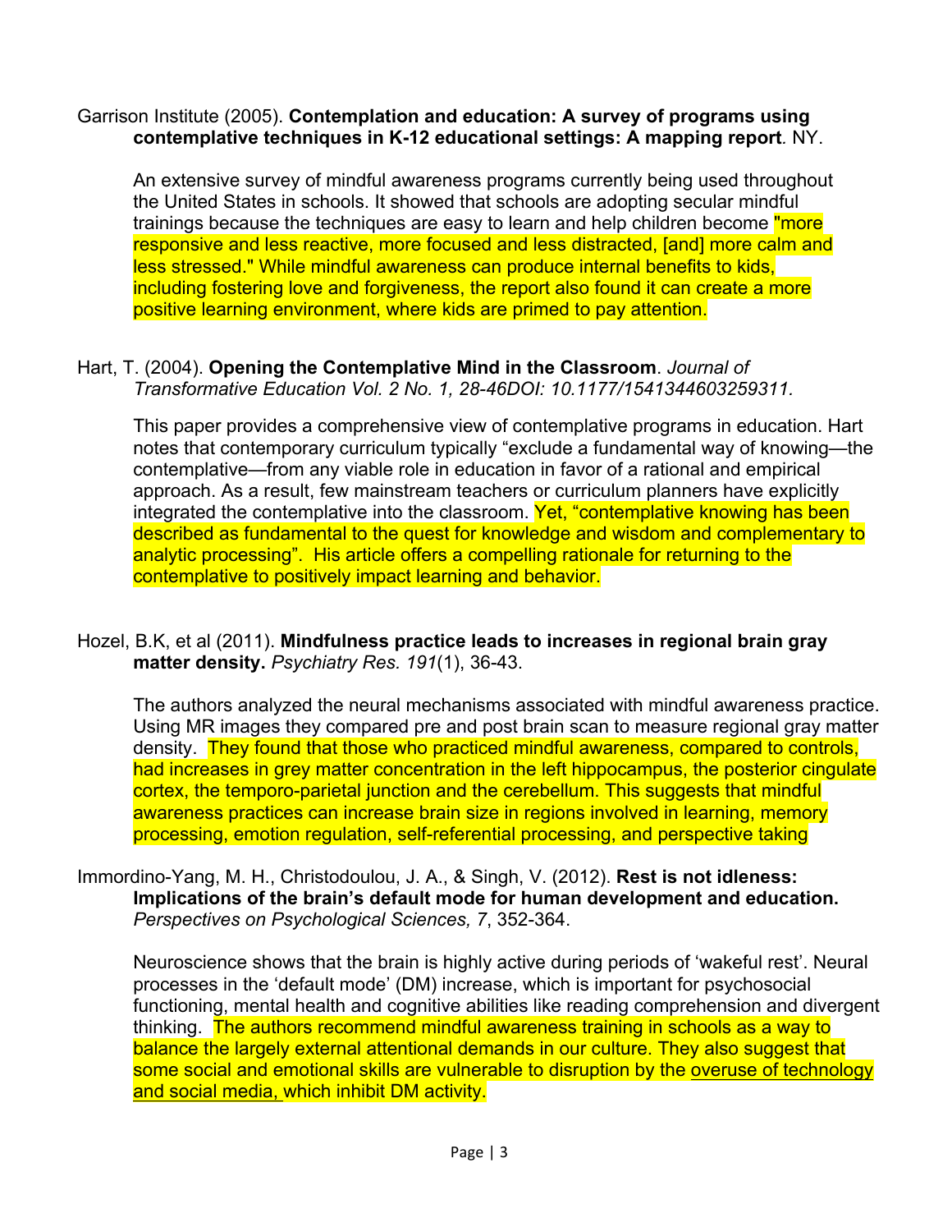Garrison Institute (2005). **Contemplation and education: A survey of programs using contemplative techniques in K-12 educational settings: A mapping report**. NY.

An extensive survey of mindful awareness programs currently being used throughout the United States in schools. It showed that schools are adopting secular mindful trainings because the techniques are easy to learn and help children become "more responsive and less reactive, more focused and less distracted, [and] more calm and less stressed." While mindful awareness can produce internal benefits to kids, including fostering love and forgiveness, the report also found it can create a more positive learning environment, where kids are primed to pay attention.

Hart, T. (2004). **Opening the Contemplative Mind in the Classroom**. *Journal of Transformative Education Vol. 2 No. 1, 28-46DOI: 10.1177/1541344603259311.*

This paper provides a comprehensive view of contemplative programs in education. Hart notes that contemporary curriculum typically "exclude a fundamental way of knowing—the contemplative—from any viable role in education in favor of a rational and empirical approach. As a result, few mainstream teachers or curriculum planners have explicitly integrated the contemplative into the classroom. Yet, "contemplative knowing has been described as fundamental to the quest for knowledge and wisdom and complementary to analytic processing". His article offers a compelling rationale for returning to the contemplative to positively impact learning and behavior.

Hozel, B.K, et al (2011). **Mindfulness practice leads to increases in regional brain gray matter density.** *Psychiatry Res. 191*(1), 36-43.

The authors analyzed the neural mechanisms associated with mindful awareness practice. Using MR images they compared pre and post brain scan to measure regional gray matter density. They found that those who practiced mindful awareness, compared to controls, had increases in grey matter concentration in the left hippocampus, the posterior cingulate cortex, the temporo-parietal junction and the cerebellum. This suggests that mindful awareness practices can increase brain size in regions involved in learning, memory processing, emotion regulation, self-referential processing, and perspective taking

Immordino-Yang, M. H., Christodoulou, J. A., & Singh, V. (2012). **Rest is not idleness: Implications of the brain's default mode for human development and education.** *Perspectives on Psychological Sciences, 7*, 352-364.

Neuroscience shows that the brain is highly active during periods of 'wakeful rest'. Neural processes in the 'default mode' (DM) increase, which is important for psychosocial functioning, mental health and cognitive abilities like reading comprehension and divergent thinking. The authors recommend mindful awareness training in schools as a way to balance the largely external attentional demands in our culture. They also suggest that some social and emotional skills are vulnerable to disruption by the overuse of technology and social media, which inhibit DM activity.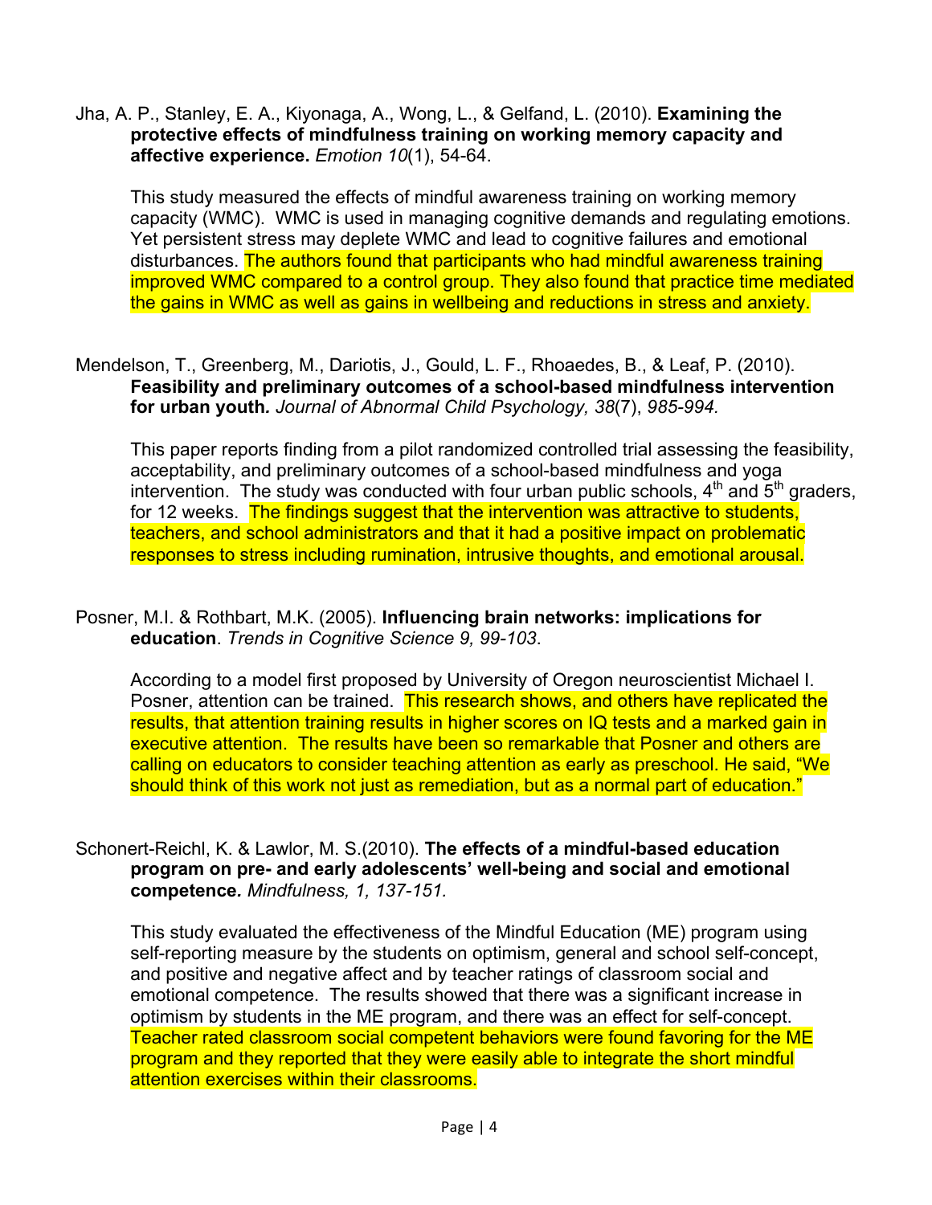Jha, A. P., Stanley, E. A., Kiyonaga, A., Wong, L., & Gelfand, L. (2010). **Examining the protective effects of mindfulness training on working memory capacity and affective experience.** *Emotion 10*(1), 54-64.

This study measured the effects of mindful awareness training on working memory capacity (WMC). WMC is used in managing cognitive demands and regulating emotions. Yet persistent stress may deplete WMC and lead to cognitive failures and emotional disturbances. The authors found that participants who had mindful awareness training improved WMC compared to a control group. They also found that practice time mediated the gains in WMC as well as gains in wellbeing and reductions in stress and anxiety.

Mendelson, T., Greenberg, M., Dariotis, J., Gould, L. F., Rhoaedes, B., & Leaf, P. (2010). **Feasibility and preliminary outcomes of a school-based mindfulness intervention for urban youth***.* *Journal of Abnormal Child Psychology, 38*(7), *985-994.*

This paper reports finding from a pilot randomized controlled trial assessing the feasibility, acceptability, and preliminary outcomes of a school-based mindfulness and yoga intervention. The study was conducted with four urban public schools, 4th and 5th graders, for 12 weeks. The findings suggest that the intervention was attractive to students, teachers, and school administrators and that it had a positive impact on problematic responses to stress including rumination, intrusive thoughts, and emotional arousal.

Posner, M.I. & Rothbart, M.K. (2005). **Influencing brain networks: implications for education**. *Trends in Cognitive Science 9, 99-103*.

According to a model first proposed by University of Oregon neuroscientist Michael I. Posner, attention can be trained. This research shows, and others have replicated the results, that attention training results in higher scores on IQ tests and a marked gain in executive attention. The results have been so remarkable that Posner and others are calling on educators to consider teaching attention as early as preschool. He said, "We should think of this work not just as remediation, but as a normal part of education."

Schonert-Reichl, K. & Lawlor, M. S.(2010). **The effects of a mindful-based education program on pre- and early adolescents' well-being and social and emotional competence***.* *Mindfulness, 1, 137-151.*

This study evaluated the effectiveness of the Mindful Education (ME) program using self-reporting measure by the students on optimism, general and school self-concept, and positive and negative affect and by teacher ratings of classroom social and emotional competence. The results showed that there was a significant increase in optimism by students in the ME program, and there was an effect for self-concept. Teacher rated classroom social competent behaviors were found favoring for the ME program and they reported that they were easily able to integrate the short mindful attention exercises within their classrooms.